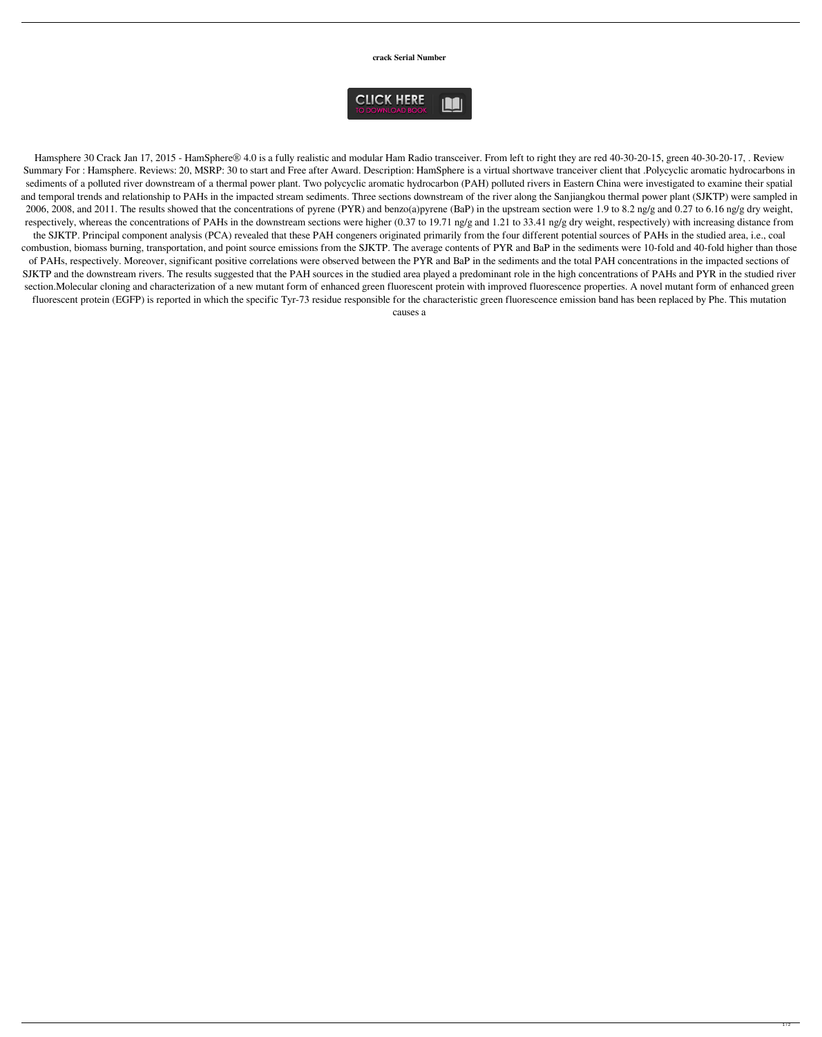**crack Serial Number**

CLICK HERE
TO DOWNLOAD BOOK

Hamsphere 30 Crack Jan 17, 2015 - HamSphere® 4.0 is a fully realistic and modular Ham Radio transceiver. From left to right they are red 40-30-20-15, green 40-30-20-17, . Review Summary For : Hamsphere. Reviews: 20, MSRP: 30 to start and Free after Award. Description: HamSphere is a virtual shortwave tranceiver client that .Polycyclic aromatic hydrocarbons in sediments of a polluted river downstream of a thermal power plant. Two polycyclic aromatic hydrocarbon (PAH) polluted rivers in Eastern China were investigated to examine their spatial and temporal trends and relationship to PAHs in the impacted stream sediments. Three sections downstream of the river along the Sanjiangkou thermal power plant (SJKTP) were sampled in 2006, 2008, and 2011. The results showed that the concentrations of pyrene (PYR) and benzo(a)pyrene (BaP) in the upstream section were 1.9 to 8.2 ng/g and 0.27 to 6.16 ng/g dry weight, respectively, whereas the concentrations of PAHs in the downstream sections were higher (0.37 to 19.71 ng/g and 1.21 to 33.41 ng/g dry weight, respectively) with increasing distance from the SJKTP. Principal component analysis (PCA) revealed that these PAH congeners originated primarily from the four different potential sources of PAHs in the studied area, i.e., coal combustion, biomass burning, transportation, and point source emissions from the SJKTP. The average contents of PYR and BaP in the sediments were 10-fold and 40-fold higher than those of PAHs, respectively. Moreover, significant positive correlations were observed between the PYR and BaP in the sediments and the total PAH concentrations in the impacted sections of SJKTP and the downstream rivers. The results suggested that the PAH sources in the studied area played a predominant role in the high concentrations of PAHs and PYR in the studied river section.Molecular cloning and characterization of a new mutant form of enhanced green fluorescent protein with improved fluorescence properties. A novel mutant form of enhanced green fluorescent protein (EGFP) is reported in which the specific Tyr-73 residue responsible for the characteristic green fluorescence emission band has been replaced by Phe. This mutation causes a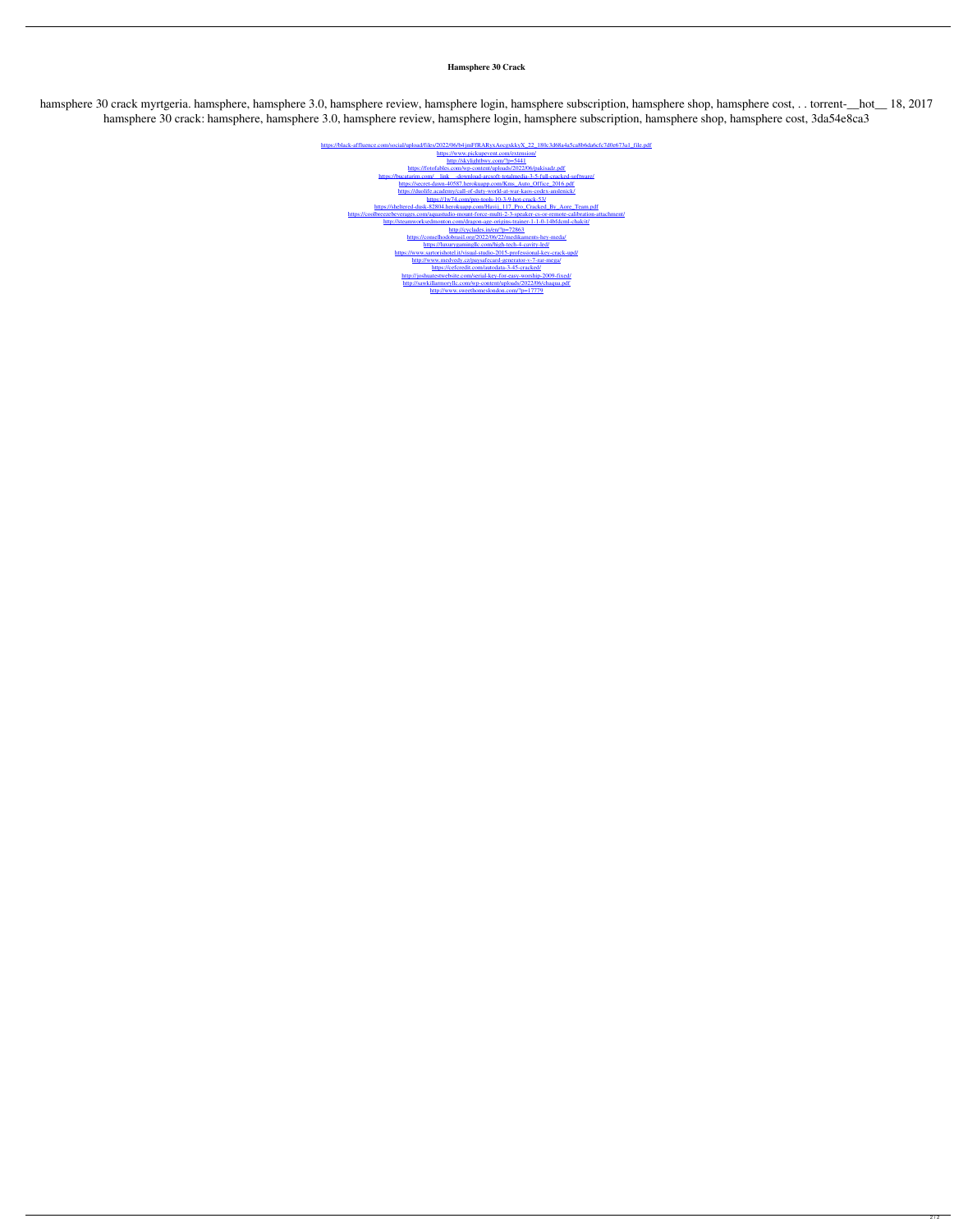# Hamsphere 30 Crack

hamsphere 30 crack myrtgeria. hamsphere, hamsphere 3.0, hamsphere review, hamsphere login, hamsphere subscription, hamsphere shop, hamsphere cost, . . torrent-__hot__ 18, 2017 hamsphere 30 crack: hamsphere, hamsphere 3.0, hamsphere review, hamsphere login, hamsphere subscription, hamsphere shop, hamsphere cost, 3da54e8ca3

https://black-affluence.com/social/upload/files/2022/06/b4jmFfRARvxAocgxkkyX_22_180c3d68a4a5ca8b6da6cfc7d0e673a1_file.pdf
https://www.pickupevent.com/extension/
http://skylightbwy.com/?p=5441
https://fotofables.com/wp-content/uploads/2022/06/pakisadz.pdf
https://bucatarim.com/__link__-download-arcsoft-totalmedia-3-5-full-cracked-software/
https://secret-dawn-40587.herokuapp.com/Kms_Auto_Office_2016.pdf
https://duolife.academy/call-of-duty-world-at-war-kaos-codex-anslenick/
https://1w74.com/pro-tools-10-3-9-hot-crack-53/
https://sheltered-dusk-82804.herokuapp.com/Havij_117_Pro_Cracked_By_Aore_Team.pdf
https://coolbreezebeverages.com/aquastudio-mount-force-multi-2-3-speaker-cs-or-remote-calibration-attachment/
http://steamworksedmonton.com/dragon-age-origins-trainer-1-1-0-14bfdcml-chakit/
http://cyclades.in/en/?p=72863
https://conselhodobrasil.org/2022/06/22/medikamente-hey-meda/
https://luxurygamingllc.com/high-tech-4-cavity-led/
https://www.sartorishotel.it/visual-studio-2015-professional-key-crack-upd/
http://www.medvedy.cz/paysafecard-generator-v-7-rar-mega/
https://eefcredit.com/autodata-3-45-cracked/
http://joshuatestwebsite.com/serial-key-for-easy-worship-2009-fixed/
http://sawkillarmoryllc.com/wp-content/uploads/2022/06/chaqua.pdf
http://www.sweethomeslondon.com/?p=17779